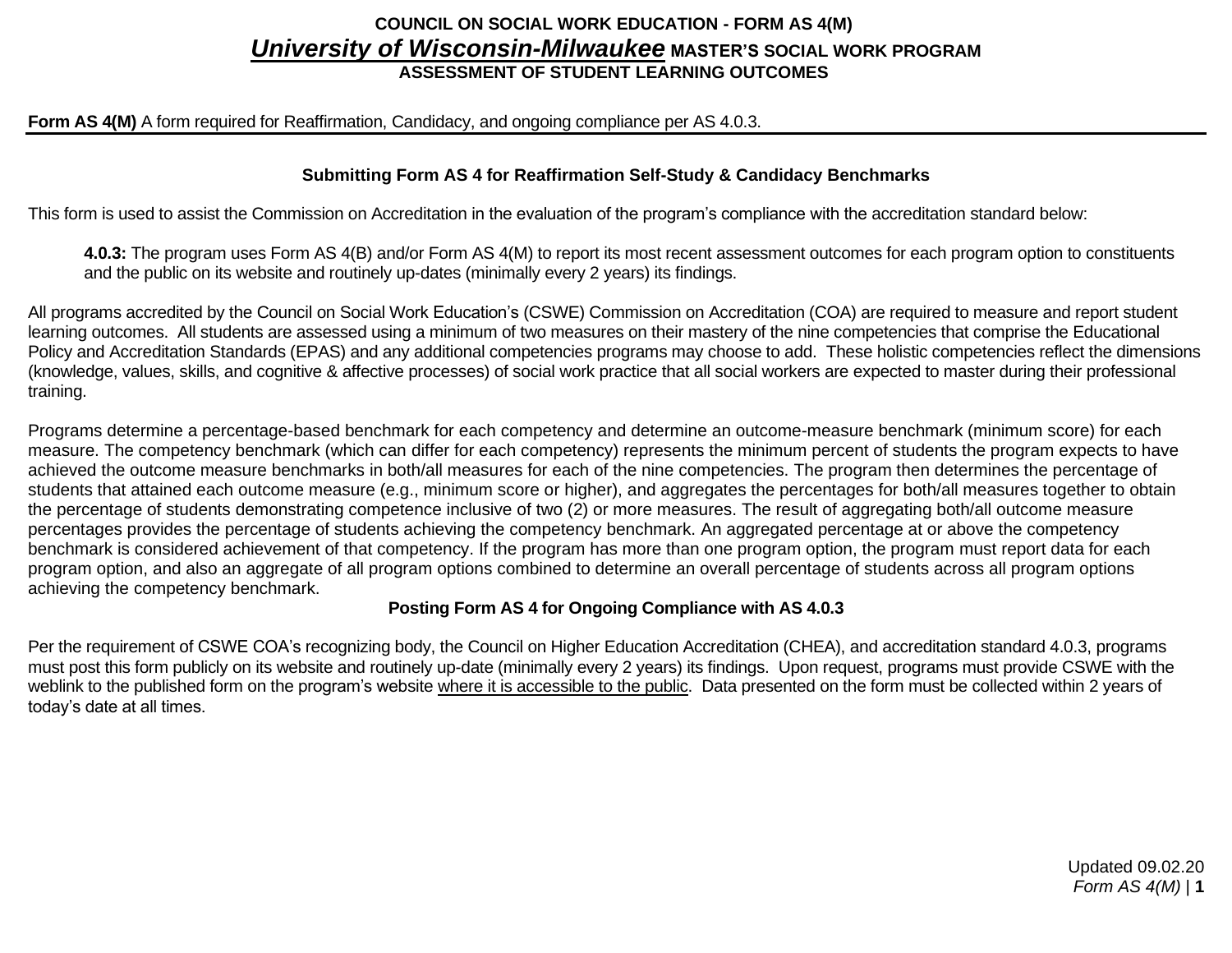# COUNCIL ON SOCIAL WORK EDUCATION - FORM AS 4(M)

## ***University of Wisconsin-Milwaukee*** MASTER'S SOCIAL WORK PROGRAM

## ASSESSMENT OF STUDENT LEARNING OUTCOMES

**Form AS 4(M)** A form required for Reaffirmation, Candidacy, and ongoing compliance per AS 4.0.3.

### Submitting Form AS 4 for Reaffirmation Self-Study & Candidacy Benchmarks

This form is used to assist the Commission on Accreditation in the evaluation of the program's compliance with the accreditation standard below:

> **4.0.3:** The program uses Form AS 4(B) and/or Form AS 4(M) to report its most recent assessment outcomes for each program option to constituents and the public on its website and routinely up-dates (minimally every 2 years) its findings.

All programs accredited by the Council on Social Work Education's (CSWE) Commission on Accreditation (COA) are required to measure and report student learning outcomes. All students are assessed using a minimum of two measures on their mastery of the nine competencies that comprise the Educational Policy and Accreditation Standards (EPAS) and any additional competencies programs may choose to add. These holistic competencies reflect the dimensions (knowledge, values, skills, and cognitive & affective processes) of social work practice that all social workers are expected to master during their professional training.

Programs determine a percentage-based benchmark for each competency and determine an outcome-measure benchmark (minimum score) for each measure. The competency benchmark (which can differ for each competency) represents the minimum percent of students the program expects to have achieved the outcome measure benchmarks in both/all measures for each of the nine competencies. The program then determines the percentage of students that attained each outcome measure (e.g., minimum score or higher), and aggregates the percentages for both/all measures together to obtain the percentage of students demonstrating competence inclusive of two (2) or more measures. The result of aggregating both/all outcome measure percentages provides the percentage of students achieving the competency benchmark. An aggregated percentage at or above the competency benchmark is considered achievement of that competency. If the program has more than one program option, the program must report data for each program option, and also an aggregate of all program options combined to determine an overall percentage of students across all program options achieving the competency benchmark.

### Posting Form AS 4 for Ongoing Compliance with AS 4.0.3

Per the requirement of CSWE COA's recognizing body, the Council on Higher Education Accreditation (CHEA), and accreditation standard 4.0.3, programs must post this form publicly on its website and routinely up-date (minimally every 2 years) its findings. Upon request, programs must provide CSWE with the weblink to the published form on the program's website <u>where it is accessible to the public</u>. Data presented on the form must be collected within 2 years of today's date at all times.

Updated 09.02.20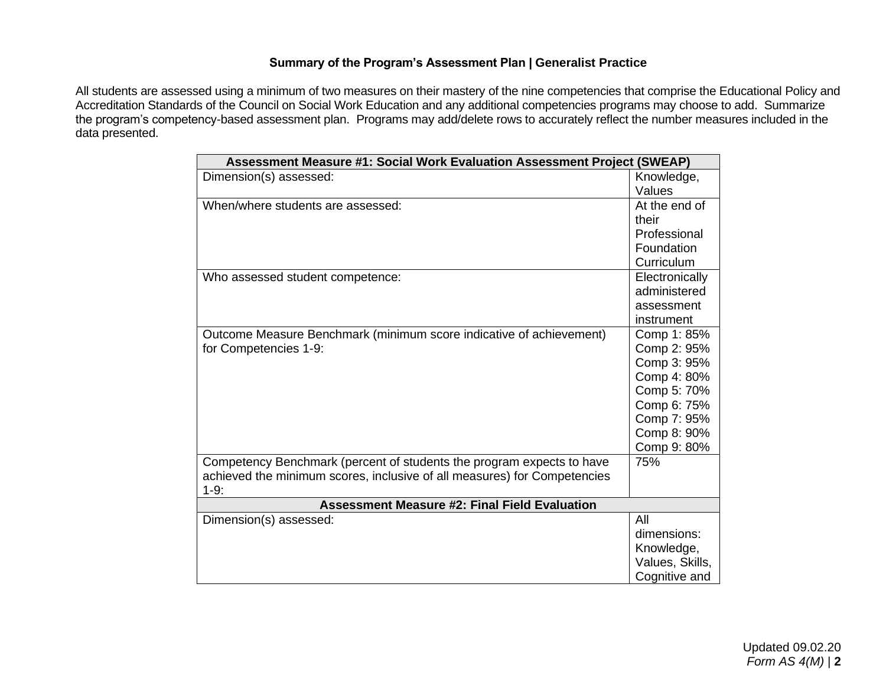### Summary of the Program's Assessment Plan | Generalist Practice

All students are assessed using a minimum of two measures on their mastery of the nine competencies that comprise the Educational Policy and Accreditation Standards of the Council on Social Work Education and any additional competencies programs may choose to add. Summarize the program's competency-based assessment plan. Programs may add/delete rows to accurately reflect the number measures included in the data presented.

| **Assessment Measure #1: Social Work Evaluation Assessment Project (SWEAP)** | |
|---|---|
| Dimension(s) assessed: | Knowledge, Values |
| When/where students are assessed: | At the end of their Professional Foundation Curriculum |
| Who assessed student competence: | Electronically administered assessment instrument |
| Outcome Measure Benchmark (minimum score indicative of achievement) for Competencies 1-9: | Comp 1: 85%<br>Comp 2: 95%<br>Comp 3: 95%<br>Comp 4: 80%<br>Comp 5: 70%<br>Comp 6: 75%<br>Comp 7: 95%<br>Comp 8: 90%<br>Comp 9: 80% |
| Competency Benchmark (percent of students the program expects to have achieved the minimum scores, inclusive of all measures) for Competencies 1-9: | 75% |
| **Assessment Measure #2: Final Field Evaluation** | |
| Dimension(s) assessed: | All dimensions: Knowledge, Values, Skills, Cognitive and |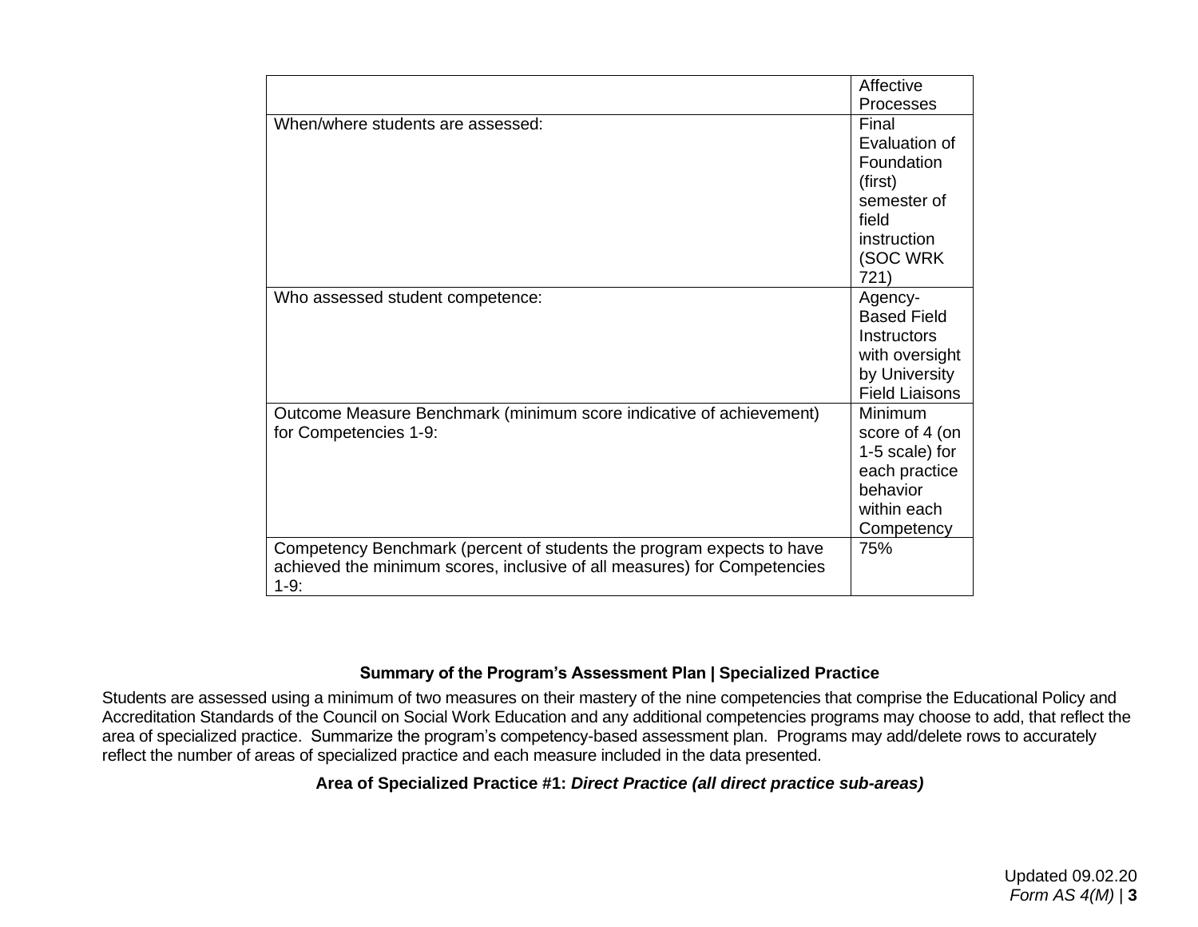| | Affective Processes |
|---|---|
| When/where students are assessed: | Final Evaluation of Foundation (first) semester of field instruction (SOC WRK 721) |
| Who assessed student competence: | Agency-Based Field Instructors with oversight by University Field Liaisons |
| Outcome Measure Benchmark (minimum score indicative of achievement) for Competencies 1-9: | Minimum score of 4 (on 1-5 scale) for each practice behavior within each Competency |
| Competency Benchmark (percent of students the program expects to have achieved the minimum scores, inclusive of all measures) for Competencies 1-9: | 75% |

### Summary of the Program's Assessment Plan | Specialized Practice

Students are assessed using a minimum of two measures on their mastery of the nine competencies that comprise the Educational Policy and Accreditation Standards of the Council on Social Work Education and any additional competencies programs may choose to add, that reflect the area of specialized practice. Summarize the program's competency-based assessment plan. Programs may add/delete rows to accurately reflect the number of areas of specialized practice and each measure included in the data presented.

**Area of Specialized Practice #1: *Direct Practice (all direct practice sub-areas)***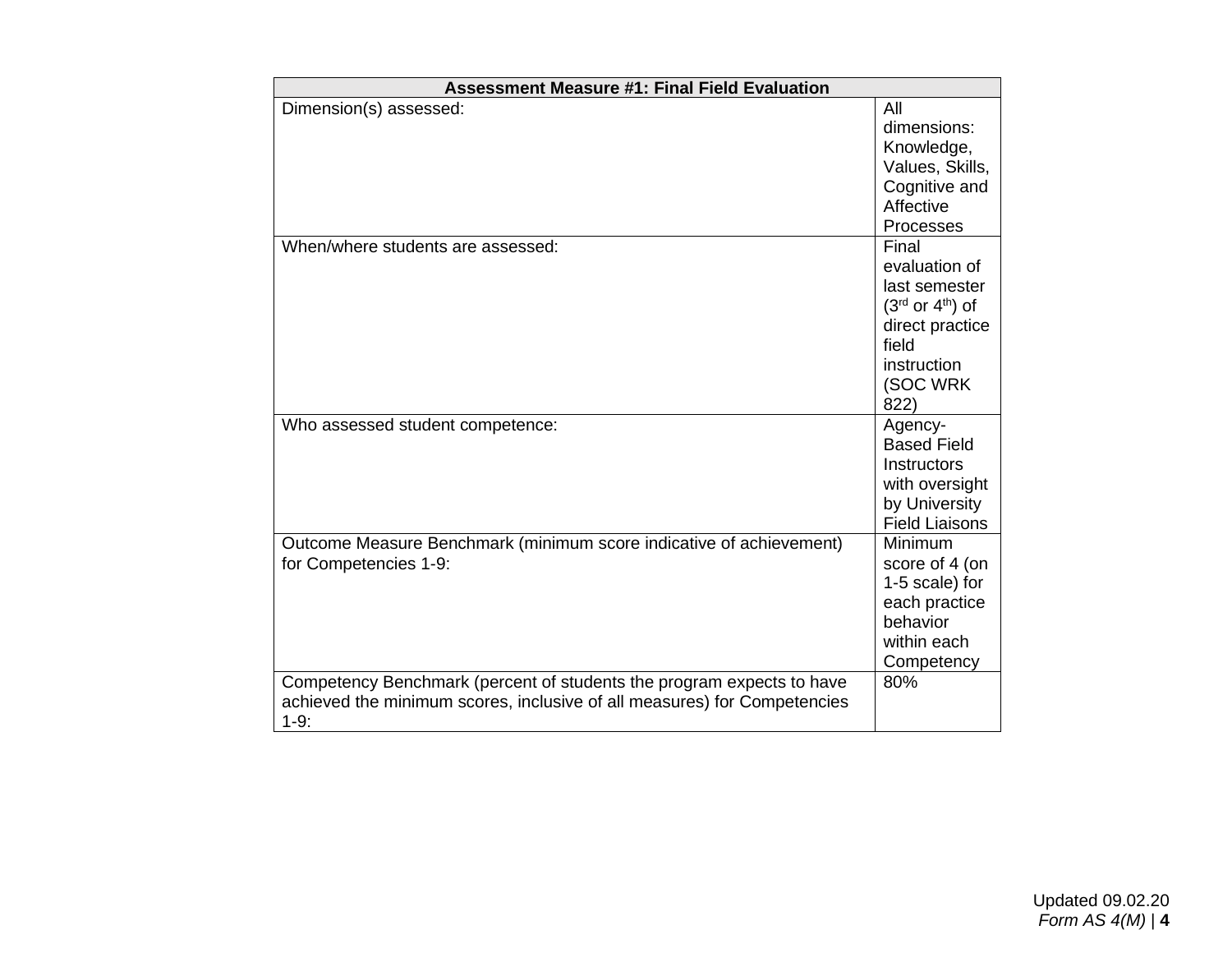| Assessment Measure #1: Final Field Evaluation | |
|---|---|
| Dimension(s) assessed: | All dimensions: Knowledge, Values, Skills, Cognitive and Affective Processes |
| When/where students are assessed: | Final evaluation of last semester (3rd or 4th) of direct practice field instruction (SOC WRK 822) |
| Who assessed student competence: | Agency-Based Field Instructors with oversight by University Field Liaisons |
| Outcome Measure Benchmark (minimum score indicative of achievement) for Competencies 1-9: | Minimum score of 4 (on 1-5 scale) for each practice behavior within each Competency |
| Competency Benchmark (percent of students the program expects to have achieved the minimum scores, inclusive of all measures) for Competencies 1-9: | 80% |

Updated 09.02.20
*Form AS 4(M)*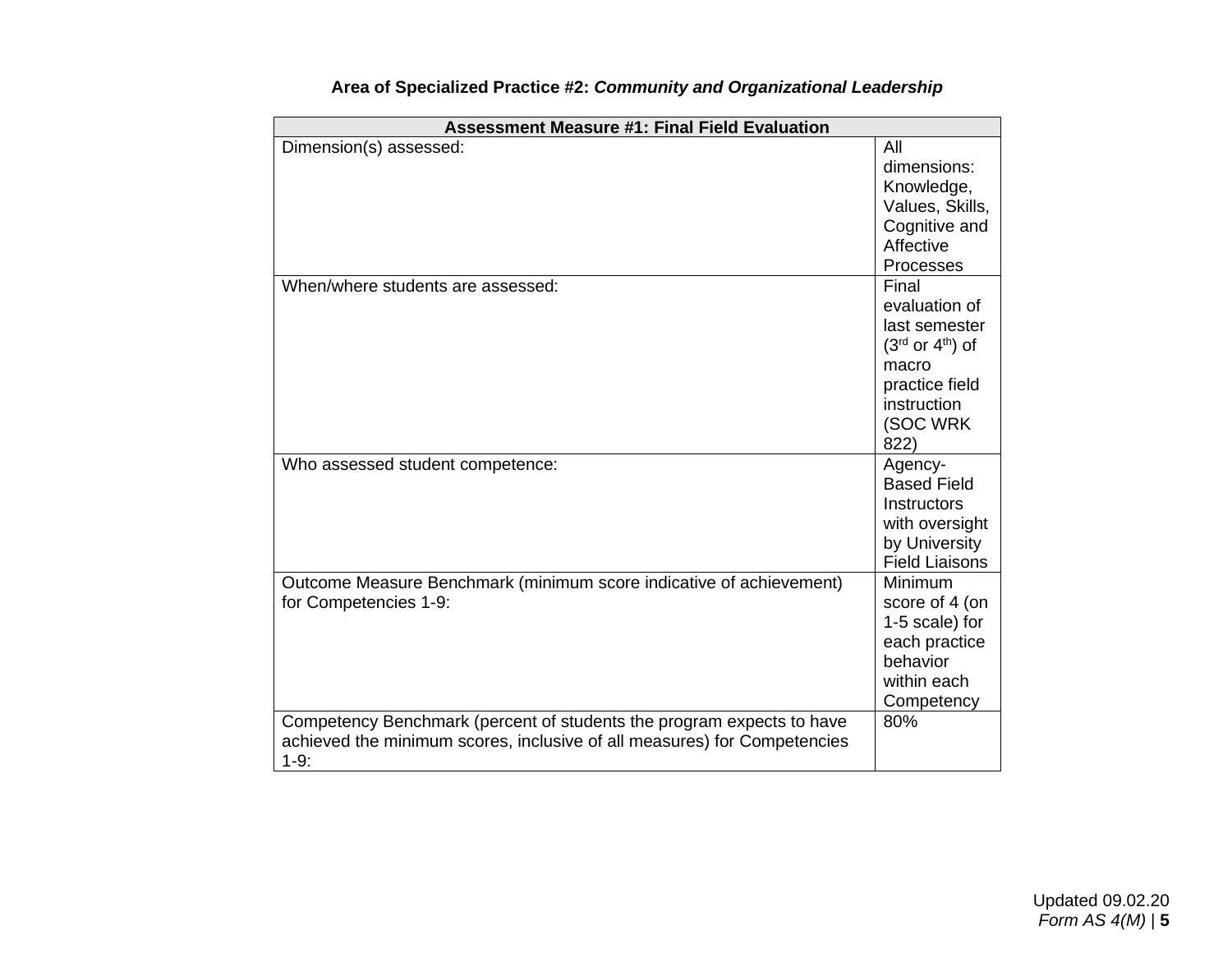**Area of Specialized Practice #2:** ***Community and Organizational Leadership***

| Assessment Measure #1: Final Field Evaluation | |
|---|---|
| Dimension(s) assessed: | All dimensions: Knowledge, Values, Skills, Cognitive and Affective Processes |
| When/where students are assessed: | Final evaluation of last semester (3rd or 4th) of macro practice field instruction (SOC WRK 822) |
| Who assessed student competence: | Agency-Based Field Instructors with oversight by University Field Liaisons |
| Outcome Measure Benchmark (minimum score indicative of achievement) for Competencies 1-9: | Minimum score of 4 (on 1-5 scale) for each practice behavior within each Competency |
| Competency Benchmark (percent of students the program expects to have achieved the minimum scores, inclusive of all measures) for Competencies 1-9: | 80% |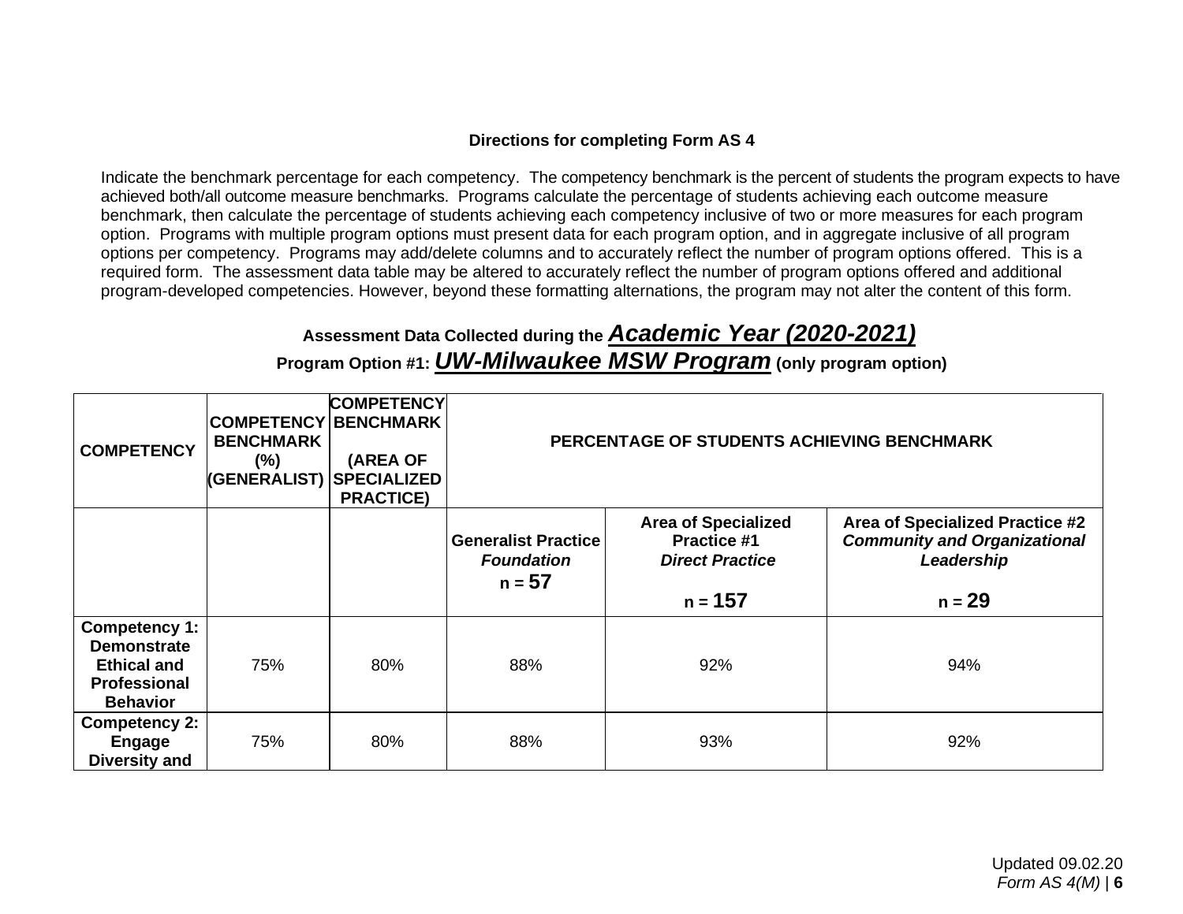**Directions for completing Form AS 4**

Indicate the benchmark percentage for each competency. The competency benchmark is the percent of students the program expects to have achieved both/all outcome measure benchmarks. Programs calculate the percentage of students achieving each outcome measure benchmark, then calculate the percentage of students achieving each competency inclusive of two or more measures for each program option. Programs with multiple program options must present data for each program option, and in aggregate inclusive of all program options per competency. Programs may add/delete columns and to accurately reflect the number of program options offered. This is a required form. The assessment data table may be altered to accurately reflect the number of program options offered and additional program-developed competencies. However, beyond these formatting alternations, the program may not alter the content of this form.

**Assessment Data Collected during the *Academic Year (2020-2021)***

**Program Option #1: *UW-Milwaukee MSW Program* (only program option)**

| COMPETENCY | COMPETENCY BENCHMARK (%) (GENERALIST) | COMPETENCY BENCHMARK (AREA OF SPECIALIZED PRACTICE) | PERCENTAGE OF STUDENTS ACHIEVING BENCHMARK | | |
|---|---|---|---|---|---|
| | | | **Generalist Practice** ***Foundation*** **n = 57** | **Area of Specialized Practice #1** ***Direct Practice*** **n = 157** | **Area of Specialized Practice #2** ***Community and Organizational Leadership*** **n = 29** |
| **Competency 1: Demonstrate Ethical and Professional Behavior** | 75% | 80% | 88% | 92% | 94% |
| **Competency 2: Engage Diversity and** | 75% | 80% | 88% | 93% | 92% |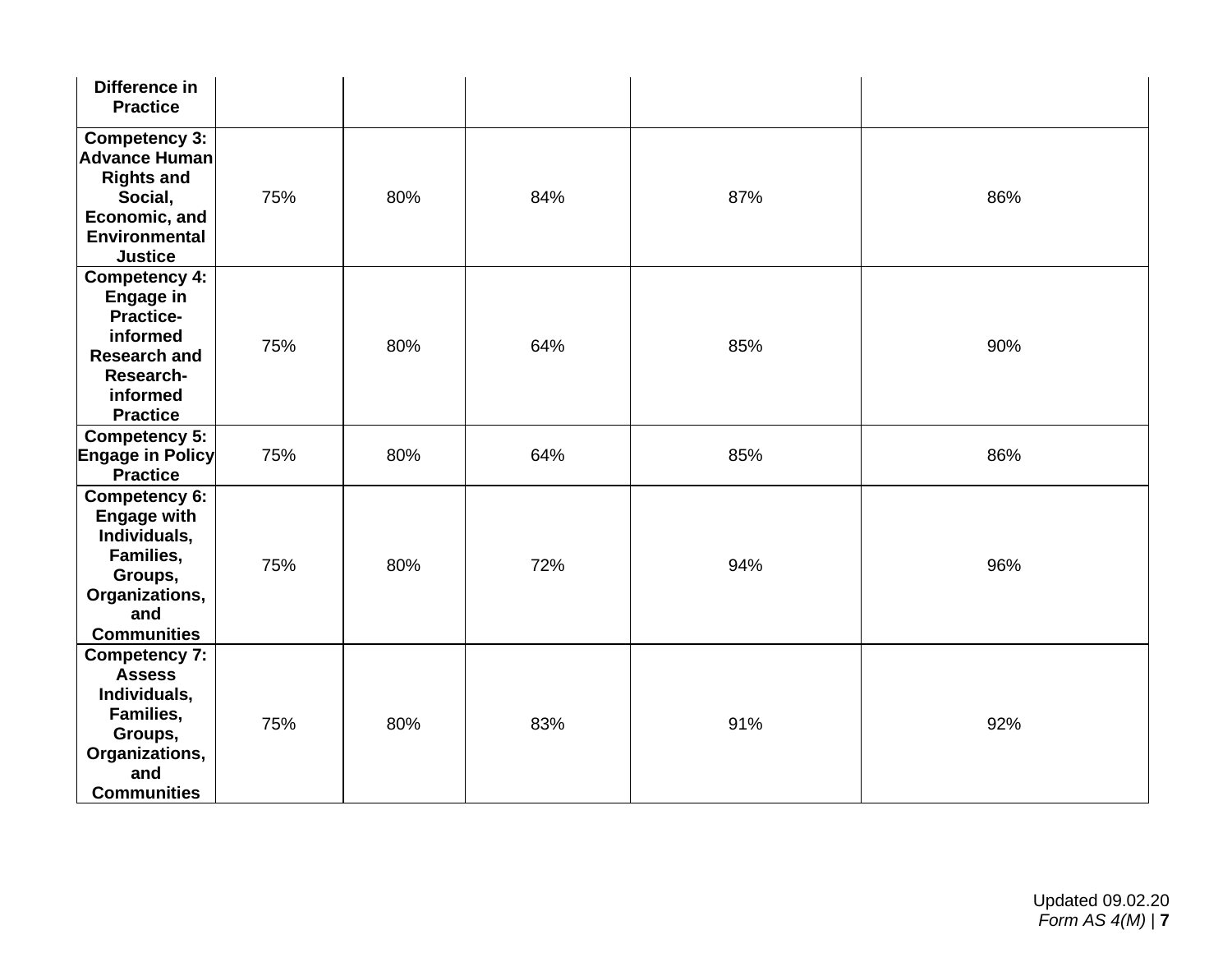| | | | | | |
|---|---|---|---|---|---|
| **Difference in Practice** | | | | | |
| **Competency 3: Advance Human Rights and Social, Economic, and Environmental Justice** | 75% | 80% | 84% | 87% | 86% |
| **Competency 4: Engage in Practice-informed Research and Research-informed Practice** | 75% | 80% | 64% | 85% | 90% |
| **Competency 5: Engage in Policy Practice** | 75% | 80% | 64% | 85% | 86% |
| **Competency 6: Engage with Individuals, Families, Groups, Organizations, and Communities** | 75% | 80% | 72% | 94% | 96% |
| **Competency 7: Assess Individuals, Families, Groups, Organizations, and Communities** | 75% | 80% | 83% | 91% | 92% |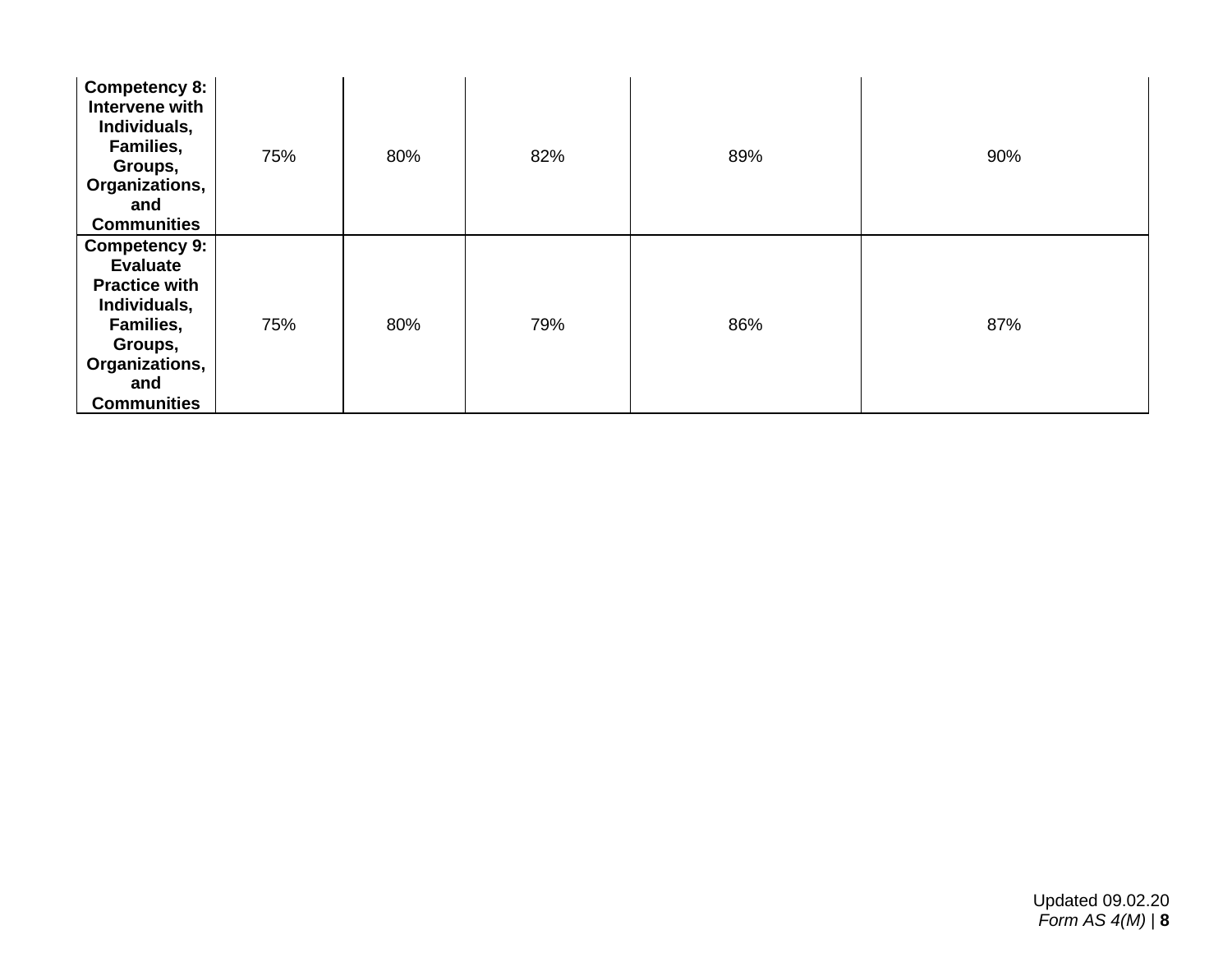| | | | | | |
|---|---|---|---|---|---|
| **Competency 8: Intervene with Individuals, Families, Groups, Organizations, and Communities** | 75% | 80% | 82% | 89% | 90% |
| **Competency 9: Evaluate Practice with Individuals, Families, Groups, Organizations, and Communities** | 75% | 80% | 79% | 86% | 87% |